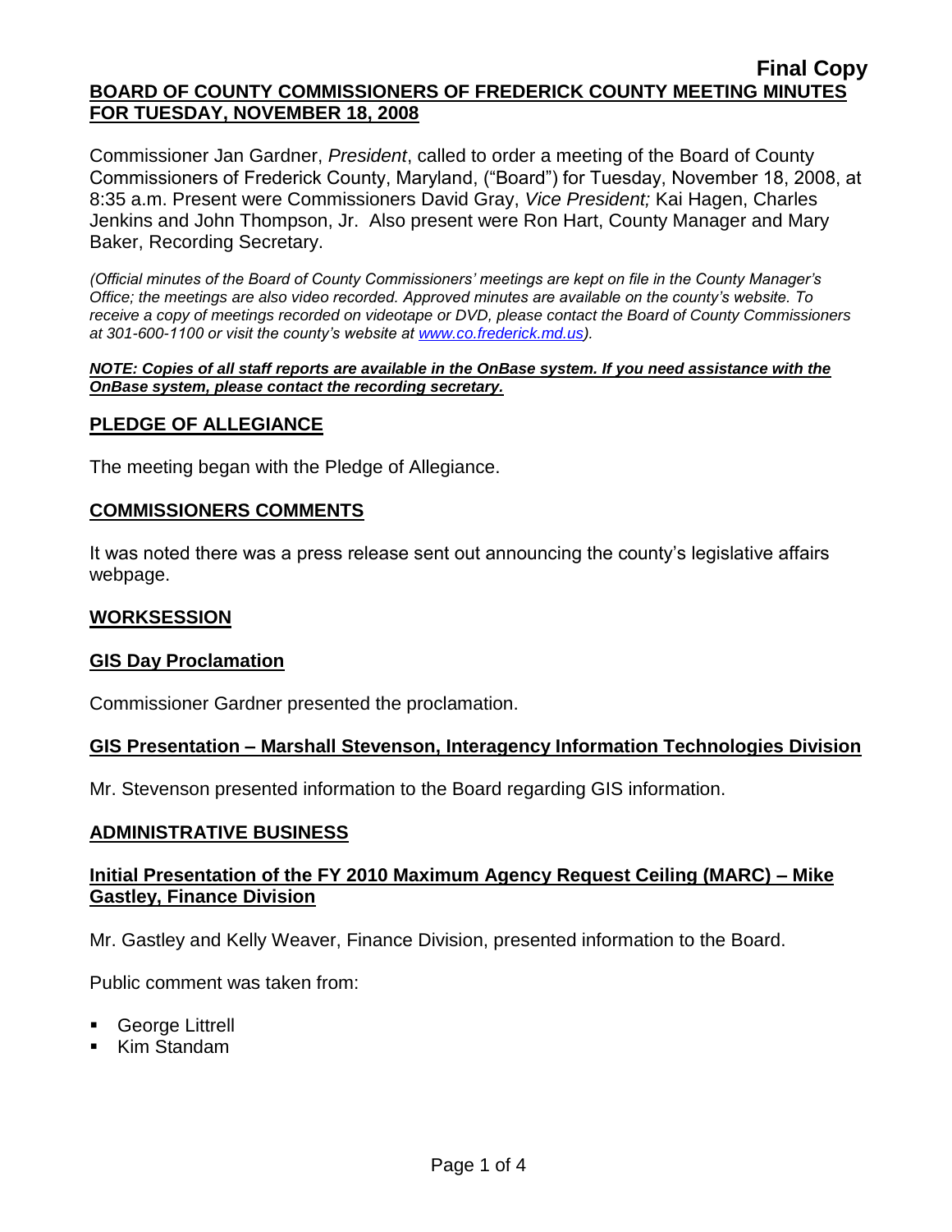**Final Copy**

# BOARD OF COUNTY COMMISSIONERS OF FREDERICK COUNTY MEETING MINUTES FOR TUESDAY, NOVEMBER 18, 2008

Commissioner Jan Gardner, *President*, called to order a meeting of the Board of County Commissioners of Frederick County, Maryland, ("Board") for Tuesday, November 18, 2008, at 8:35 a.m. Present were Commissioners David Gray, *Vice President;* Kai Hagen, Charles Jenkins and John Thompson, Jr. Also present were Ron Hart, County Manager and Mary Baker, Recording Secretary.

*(Official minutes of the Board of County Commissioners' meetings are kept on file in the County Manager's Office; the meetings are also video recorded. Approved minutes are available on the county's website. To receive a copy of meetings recorded on videotape or DVD, please contact the Board of County Commissioners at 301-600-1100 or visit the county's website at www.co.frederick.md.us).*

***NOTE: Copies of all staff reports are available in the OnBase system. If you need assistance with the OnBase system, please contact the recording secretary.***

## PLEDGE OF ALLEGIANCE

The meeting began with the Pledge of Allegiance.

## COMMISSIONERS COMMENTS

It was noted there was a press release sent out announcing the county's legislative affairs webpage.

## WORKSESSION

### GIS Day Proclamation

Commissioner Gardner presented the proclamation.

### GIS Presentation – Marshall Stevenson, Interagency Information Technologies Division

Mr. Stevenson presented information to the Board regarding GIS information.

## ADMINISTRATIVE BUSINESS

### Initial Presentation of the FY 2010 Maximum Agency Request Ceiling (MARC) – Mike Gastley, Finance Division

Mr. Gastley and Kelly Weaver, Finance Division, presented information to the Board.

Public comment was taken from:

- George Littrell
- Kim Standam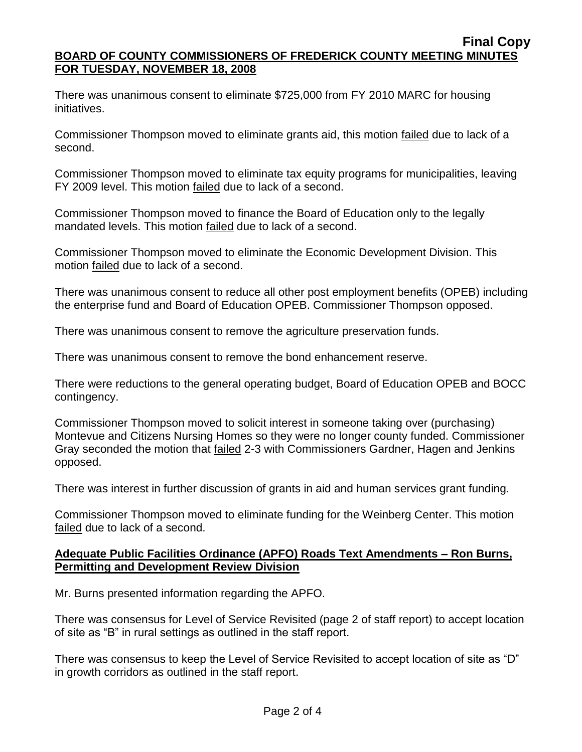There was unanimous consent to eliminate $725,000 from FY 2010 MARC for housing initiatives.

Commissioner Thompson moved to eliminate grants aid, this motion failed due to lack of a second.

Commissioner Thompson moved to eliminate tax equity programs for municipalities, leaving FY 2009 level. This motion failed due to lack of a second.

Commissioner Thompson moved to finance the Board of Education only to the legally mandated levels. This motion failed due to lack of a second.

Commissioner Thompson moved to eliminate the Economic Development Division. This motion failed due to lack of a second.

There was unanimous consent to reduce all other post employment benefits (OPEB) including the enterprise fund and Board of Education OPEB. Commissioner Thompson opposed.

There was unanimous consent to remove the agriculture preservation funds.

There was unanimous consent to remove the bond enhancement reserve.

There were reductions to the general operating budget, Board of Education OPEB and BOCC contingency.

Commissioner Thompson moved to solicit interest in someone taking over (purchasing) Montevue and Citizens Nursing Homes so they were no longer county funded. Commissioner Gray seconded the motion that failed 2-3 with Commissioners Gardner, Hagen and Jenkins opposed.

There was interest in further discussion of grants in aid and human services grant funding.

Commissioner Thompson moved to eliminate funding for the Weinberg Center. This motion failed due to lack of a second.

**Adequate Public Facilities Ordinance (APFO) Roads Text Amendments – Ron Burns, Permitting and Development Review Division**

Mr. Burns presented information regarding the APFO.

There was consensus for Level of Service Revisited (page 2 of staff report) to accept location of site as "B" in rural settings as outlined in the staff report.

There was consensus to keep the Level of Service Revisited to accept location of site as "D" in growth corridors as outlined in the staff report.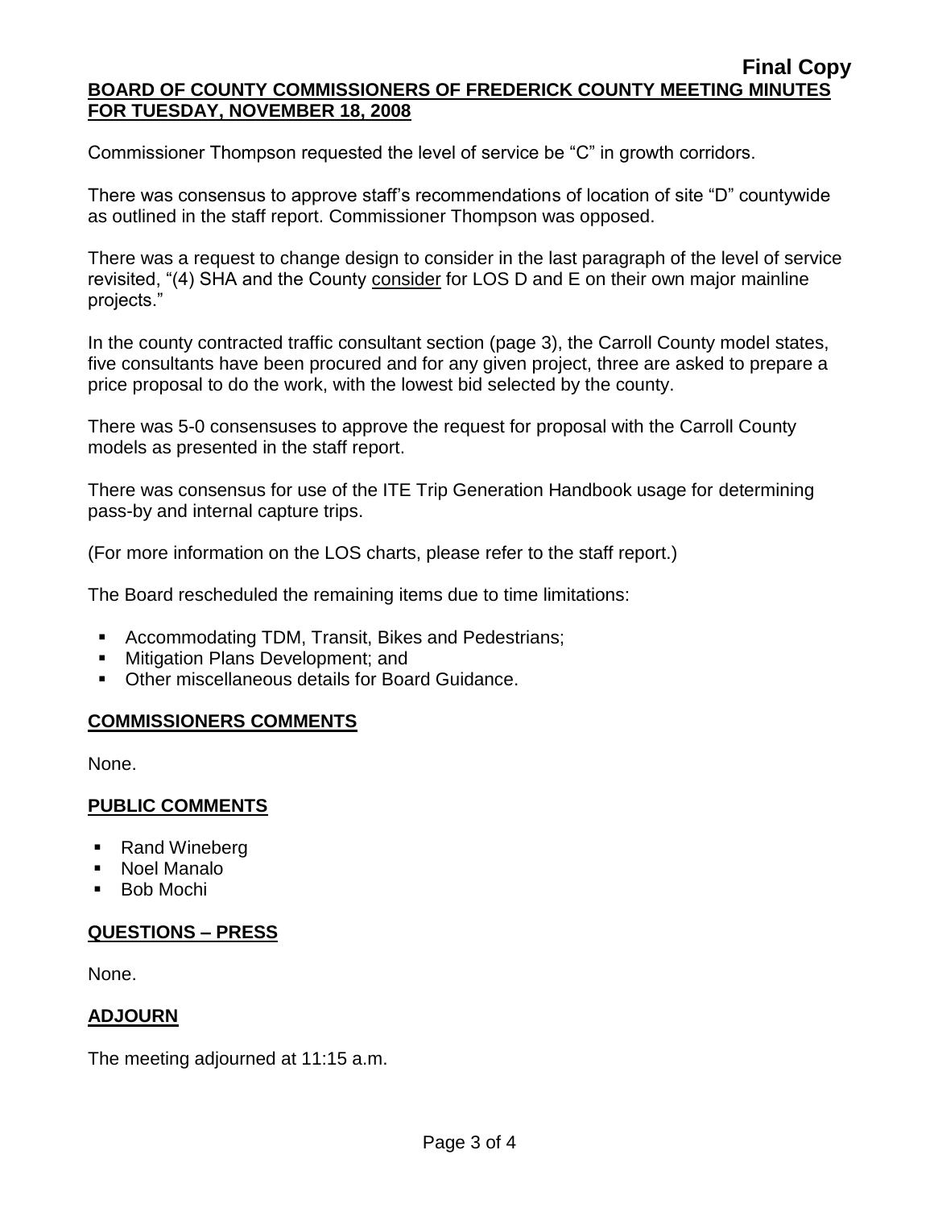Commissioner Thompson requested the level of service be "C" in growth corridors.

There was consensus to approve staff's recommendations of location of site "D" countywide as outlined in the staff report. Commissioner Thompson was opposed.

There was a request to change design to consider in the last paragraph of the level of service revisited, "(4) SHA and the County consider for LOS D and E on their own major mainline projects."

In the county contracted traffic consultant section (page 3), the Carroll County model states, five consultants have been procured and for any given project, three are asked to prepare a price proposal to do the work, with the lowest bid selected by the county.

There was 5-0 consensuses to approve the request for proposal with the Carroll County models as presented in the staff report.

There was consensus for use of the ITE Trip Generation Handbook usage for determining pass-by and internal capture trips.

(For more information on the LOS charts, please refer to the staff report.)

The Board rescheduled the remaining items due to time limitations:

- Accommodating TDM, Transit, Bikes and Pedestrians;
- Mitigation Plans Development; and
- Other miscellaneous details for Board Guidance.

## COMMISSIONERS COMMENTS

None.

## PUBLIC COMMENTS

- Rand Wineberg
- Noel Manalo
- Bob Mochi

## QUESTIONS – PRESS

None.

## ADJOURN

The meeting adjourned at 11:15 a.m.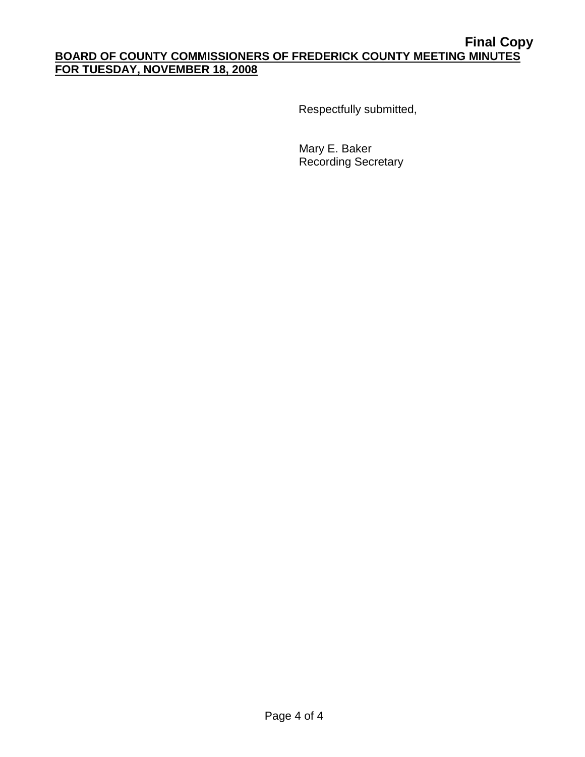Respectfully submitted,

Mary E. Baker
Recording Secretary